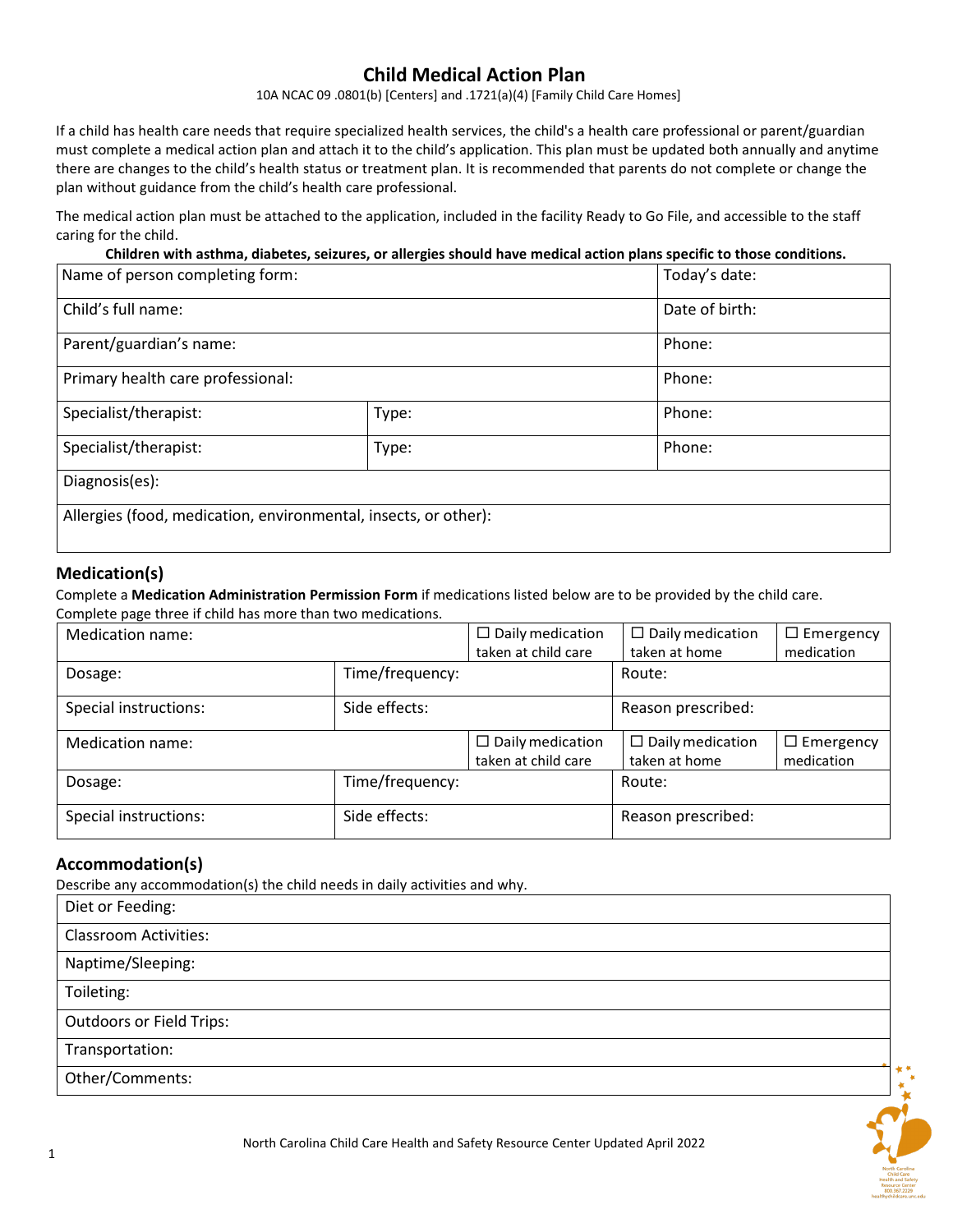# Child Medical Action Plan

10A NCAC 09 .0801(b) [Centers] and .1721(a)(4) [Family Child Care Homes]

If a child has health care needs that require specialized health services, the child's a health care professional or parent/guardian must complete a medical action plan and attach it to the child's application. This plan must be updated both annually and anytime there are changes to the child's health status or treatment plan. It is recommended that parents do not complete or change the plan without guidance from the child's health care professional.

The medical action plan must be attached to the application, included in the facility Ready to Go File, and accessible to the staff caring for the child.

**Children with asthma, diabetes, seizures, or allergies should have medical action plans specific to those conditions.**

| Name of person completing form: | | Today's date: |
|---|---|---|
| Child's full name: | | Date of birth: |
| Parent/guardian's name: | | Phone: |
| Primary health care professional: | | Phone: |
| Specialist/therapist: | Type: | Phone: |
| Specialist/therapist: | Type: | Phone: |
| Diagnosis(es): | | |
| Allergies (food, medication, environmental, insects, or other): | | |

## Medication(s)

Complete a **Medication Administration Permission Form** if medications listed below are to be provided by the child care. Complete page three if child has more than two medications.

| Medication name: | | ☐ Daily medication taken at child care | ☐ Daily medication taken at home | ☐ Emergency medication |
|---|---|---|---|---|
| Dosage: | Time/frequency: | | Route: | |
| Special instructions: | Side effects: | | Reason prescribed: | |
| Medication name: | | ☐ Daily medication taken at child care | ☐ Daily medication taken at home | ☐ Emergency medication |
| Dosage: | Time/frequency: | | Route: | |
| Special instructions: | Side effects: | | Reason prescribed: | |

## Accommodation(s)

Describe any accommodation(s) the child needs in daily activities and why.

| Diet or Feeding: |
|---|
| Classroom Activities: |
| Naptime/Sleeping: |
| Toileting: |
| Outdoors or Field Trips: |
| Transportation: |
| Other/Comments: |

North Carolina Child Care Health and Safety Resource Center Updated April 2022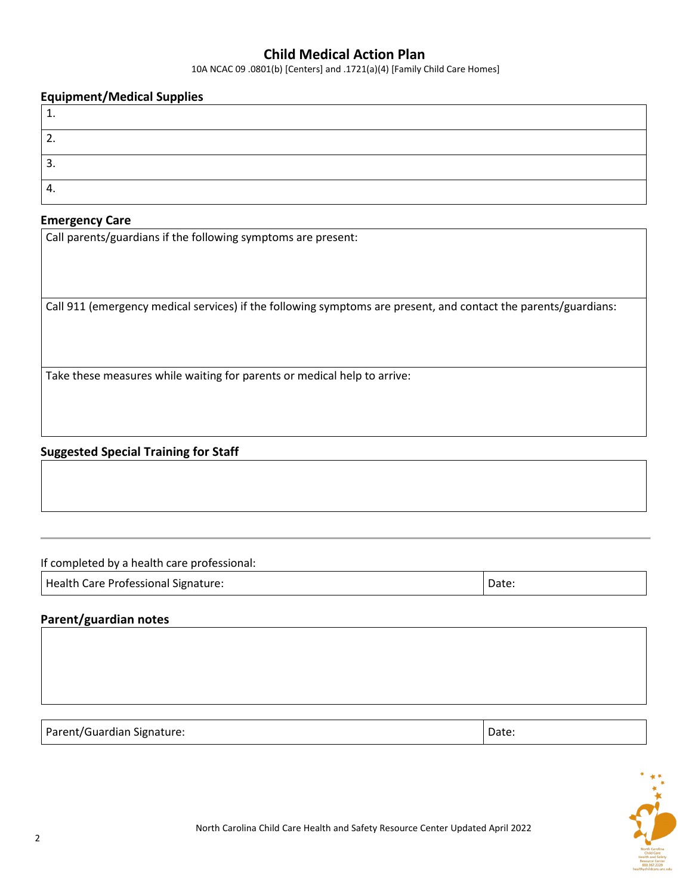# Child Medical Action Plan

10A NCAC 09 .0801(b) [Centers] and .1721(a)(4) [Family Child Care Homes]

## Equipment/Medical Supplies

| |
|---|
| 1. |
| 2. |
| 3. |
| 4. |

## Emergency Care

| |
|---|
| Call parents/guardians if the following symptoms are present: |
| Call 911 (emergency medical services) if the following symptoms are present, and contact the parents/guardians: |
| Take these measures while waiting for parents or medical help to arrive: |

## Suggested Special Training for Staff

| |
|---|
| |

---

If completed by a health care professional:

| Health Care Professional Signature: | Date: |
|---|---|

## Parent/guardian notes

| |
|---|
| |

| Parent/Guardian Signature: | Date: |
|---|---|

North Carolina Child Care Health and Safety Resource Center Updated April 2022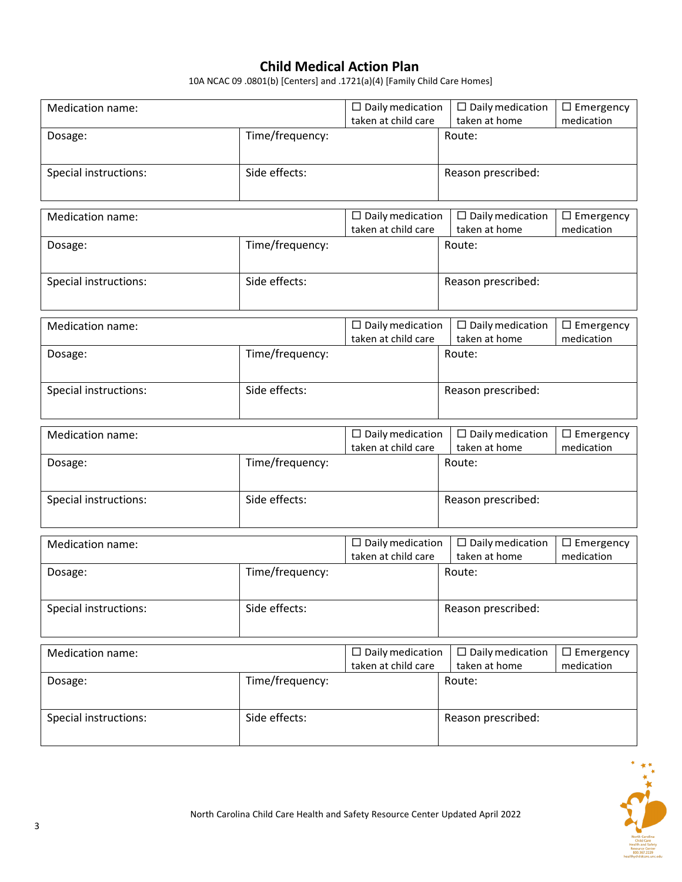# Child Medical Action Plan

10A NCAC 09 .0801(b) [Centers] and .1721(a)(4) [Family Child Care Homes]

| | | | |
|---|---|---|---|
| Medication name: | ☐ Daily medication taken at child care | ☐ Daily medication taken at home | ☐ Emergency medication |
| Dosage: | Time/frequency: | Route: | |
| Special instructions: | Side effects: | Reason prescribed: | |

| | | | |
|---|---|---|---|
| Medication name: | ☐ Daily medication taken at child care | ☐ Daily medication taken at home | ☐ Emergency medication |
| Dosage: | Time/frequency: | Route: | |
| Special instructions: | Side effects: | Reason prescribed: | |

| | | | |
|---|---|---|---|
| Medication name: | ☐ Daily medication taken at child care | ☐ Daily medication taken at home | ☐ Emergency medication |
| Dosage: | Time/frequency: | Route: | |
| Special instructions: | Side effects: | Reason prescribed: | |

| | | | |
|---|---|---|---|
| Medication name: | ☐ Daily medication taken at child care | ☐ Daily medication taken at home | ☐ Emergency medication |
| Dosage: | Time/frequency: | Route: | |
| Special instructions: | Side effects: | Reason prescribed: | |

| | | | |
|---|---|---|---|
| Medication name: | ☐ Daily medication taken at child care | ☐ Daily medication taken at home | ☐ Emergency medication |
| Dosage: | Time/frequency: | Route: | |
| Special instructions: | Side effects: | Reason prescribed: | |

| | | | |
|---|---|---|---|
| Medication name: | ☐ Daily medication taken at child care | ☐ Daily medication taken at home | ☐ Emergency medication |
| Dosage: | Time/frequency: | Route: | |
| Special instructions: | Side effects: | Reason prescribed: | |

North Carolina Child Care Health and Safety Resource Center Updated April 2022